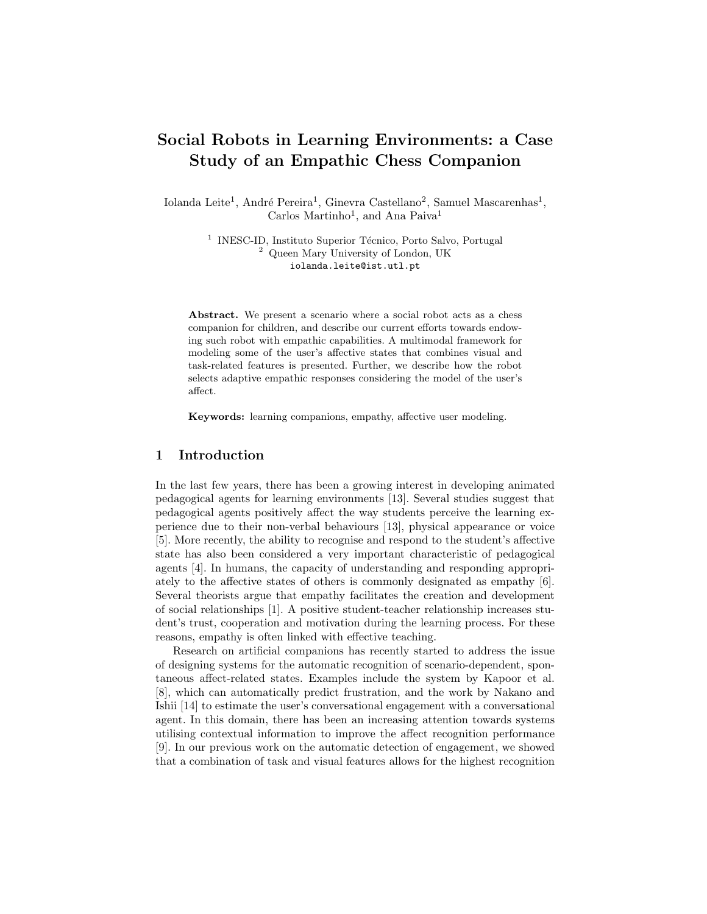# Social Robots in Learning Environments: a Case Study of an Empathic Chess Companion

Iolanda Leite[1], André Pereira[1], Ginevra Castellano[2], Samuel Mascarenhas[1], Carlos Martinho[1], and Ana Paiva[1]

[1] INESC-ID, Instituto Superior Técnico, Porto Salvo, Portugal
[2] Queen Mary University of London, UK
iolanda.leite@ist.utl.pt

**Abstract.** We present a scenario where a social robot acts as a chess companion for children, and describe our current efforts towards endowing such robot with empathic capabilities. A multimodal framework for modeling some of the user's affective states that combines visual and task-related features is presented. Further, we describe how the robot selects adaptive empathic responses considering the model of the user's affect.

**Keywords:** learning companions, empathy, affective user modeling.

## 1 Introduction

In the last few years, there has been a growing interest in developing animated pedagogical agents for learning environments [13]. Several studies suggest that pedagogical agents positively affect the way students perceive the learning experience due to their non-verbal behaviours [13], physical appearance or voice [5]. More recently, the ability to recognise and respond to the student's affective state has also been considered a very important characteristic of pedagogical agents [4]. In humans, the capacity of understanding and responding appropriately to the affective states of others is commonly designated as empathy [6]. Several theorists argue that empathy facilitates the creation and development of social relationships [1]. A positive student-teacher relationship increases student's trust, cooperation and motivation during the learning process. For these reasons, empathy is often linked with effective teaching.

Research on artificial companions has recently started to address the issue of designing systems for the automatic recognition of scenario-dependent, spontaneous affect-related states. Examples include the system by Kapoor et al. [8], which can automatically predict frustration, and the work by Nakano and Ishii [14] to estimate the user's conversational engagement with a conversational agent. In this domain, there has been an increasing attention towards systems utilising contextual information to improve the affect recognition performance [9]. In our previous work on the automatic detection of engagement, we showed that a combination of task and visual features allows for the highest recognition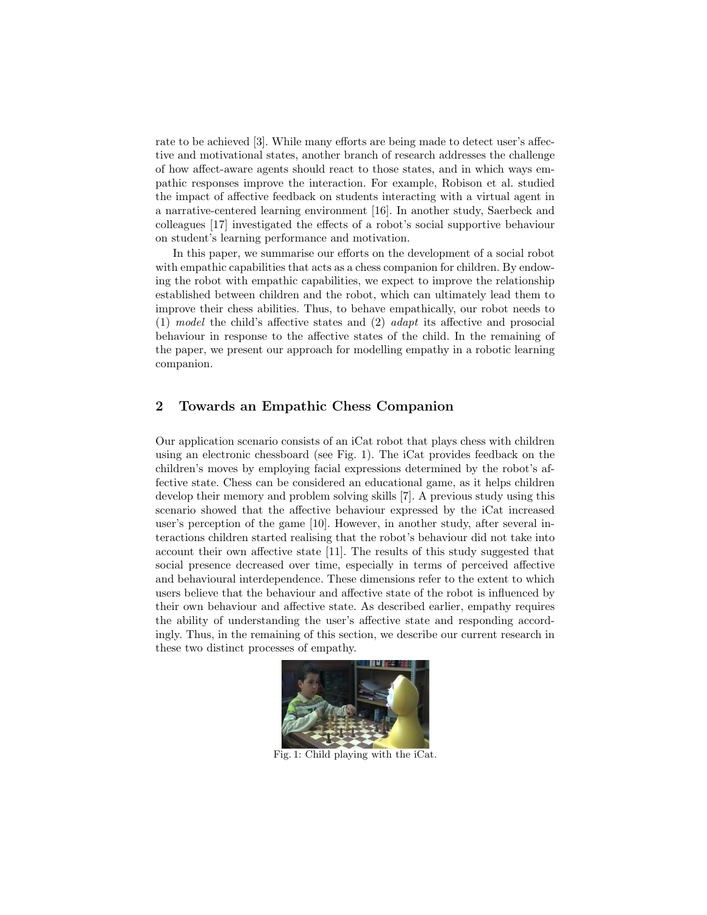rate to be achieved [3]. While many efforts are being made to detect user's affective and motivational states, another branch of research addresses the challenge of how affect-aware agents should react to those states, and in which ways empathic responses improve the interaction. For example, Robison et al. studied the impact of affective feedback on students interacting with a virtual agent in a narrative-centered learning environment [16]. In another study, Saerbeck and colleagues [17] investigated the effects of a robot's social supportive behaviour on student's learning performance and motivation.

In this paper, we summarise our efforts on the development of a social robot with empathic capabilities that acts as a chess companion for children. By endowing the robot with empathic capabilities, we expect to improve the relationship established between children and the robot, which can ultimately lead them to improve their chess abilities. Thus, to behave empathically, our robot needs to (1) *model* the child's affective states and (2) *adapt* its affective and prosocial behaviour in response to the affective states of the child. In the remaining of the paper, we present our approach for modelling empathy in a robotic learning companion.

## 2 Towards an Empathic Chess Companion

Our application scenario consists of an iCat robot that plays chess with children using an electronic chessboard (see Fig. 1). The iCat provides feedback on the children's moves by employing facial expressions determined by the robot's affective state. Chess can be considered an educational game, as it helps children develop their memory and problem solving skills [7]. A previous study using this scenario showed that the affective behaviour expressed by the iCat increased user's perception of the game [10]. However, in another study, after several interactions children started realising that the robot's behaviour did not take into account their own affective state [11]. The results of this study suggested that social presence decreased over time, especially in terms of perceived affective and behavioural interdependence. These dimensions refer to the extent to which users believe that the behaviour and affective state of the robot is influenced by their own behaviour and affective state. As described earlier, empathy requires the ability of understanding the user's affective state and responding accordingly. Thus, in the remaining of this section, we describe our current research in these two distinct processes of empathy.

Fig. 1: Child playing with the iCat.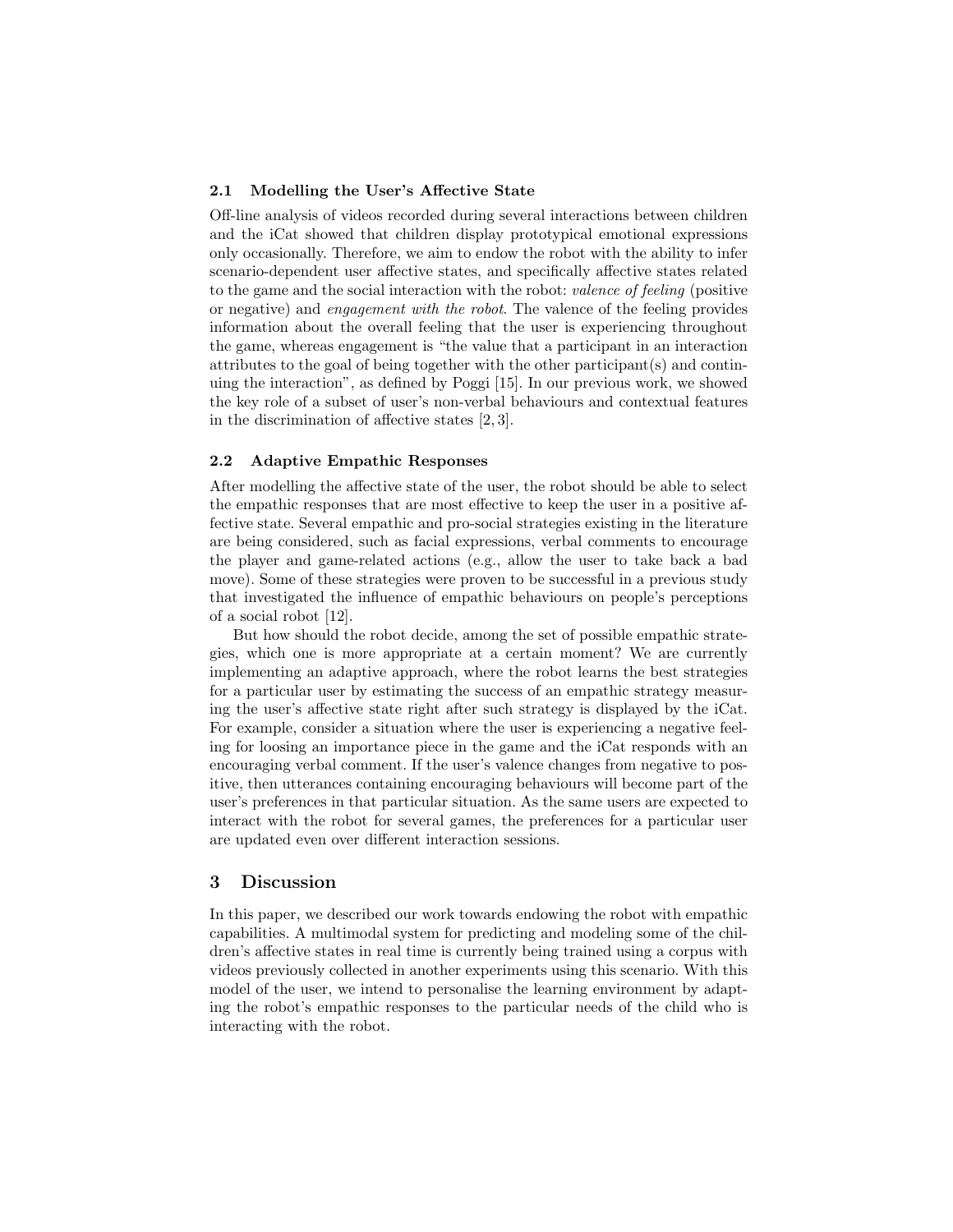### 2.1 Modelling the User's Affective State

Off-line analysis of videos recorded during several interactions between children and the iCat showed that children display prototypical emotional expressions only occasionally. Therefore, we aim to endow the robot with the ability to infer scenario-dependent user affective states, and specifically affective states related to the game and the social interaction with the robot: *valence of feeling* (positive or negative) and *engagement with the robot*. The valence of the feeling provides information about the overall feeling that the user is experiencing throughout the game, whereas engagement is "the value that a participant in an interaction attributes to the goal of being together with the other participant(s) and continuing the interaction", as defined by Poggi [15]. In our previous work, we showed the key role of a subset of user's non-verbal behaviours and contextual features in the discrimination of affective states [2, 3].

### 2.2 Adaptive Empathic Responses

After modelling the affective state of the user, the robot should be able to select the empathic responses that are most effective to keep the user in a positive affective state. Several empathic and pro-social strategies existing in the literature are being considered, such as facial expressions, verbal comments to encourage the player and game-related actions (e.g., allow the user to take back a bad move). Some of these strategies were proven to be successful in a previous study that investigated the influence of empathic behaviours on people's perceptions of a social robot [12].

But how should the robot decide, among the set of possible empathic strategies, which one is more appropriate at a certain moment? We are currently implementing an adaptive approach, where the robot learns the best strategies for a particular user by estimating the success of an empathic strategy measuring the user's affective state right after such strategy is displayed by the iCat. For example, consider a situation where the user is experiencing a negative feeling for loosing an importance piece in the game and the iCat responds with an encouraging verbal comment. If the user's valence changes from negative to positive, then utterances containing encouraging behaviours will become part of the user's preferences in that particular situation. As the same users are expected to interact with the robot for several games, the preferences for a particular user are updated even over different interaction sessions.

## 3 Discussion

In this paper, we described our work towards endowing the robot with empathic capabilities. A multimodal system for predicting and modeling some of the children's affective states in real time is currently being trained using a corpus with videos previously collected in another experiments using this scenario. With this model of the user, we intend to personalise the learning environment by adapting the robot's empathic responses to the particular needs of the child who is interacting with the robot.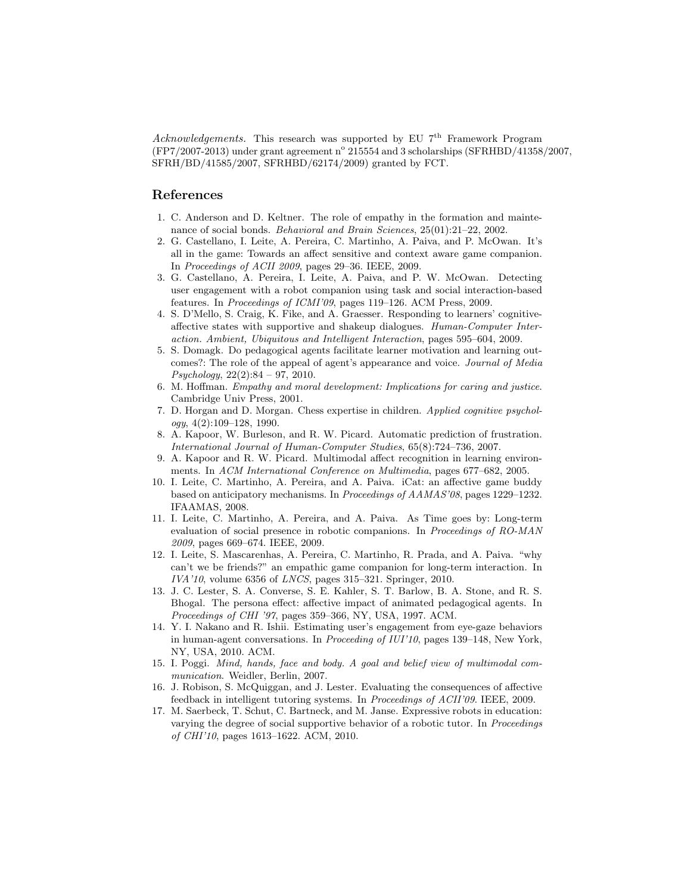*Acknowledgements.* This research was supported by EU 7$^{\text{th}}$ Framework Program (FP7/2007-2013) under grant agreement n$^{\text{o}}$ 215554 and 3 scholarships (SFRHBD/41358/2007, SFRH/BD/41585/2007, SFRHBD/62174/2009) granted by FCT.

## References

1. C. Anderson and D. Keltner. The role of empathy in the formation and maintenance of social bonds. *Behavioral and Brain Sciences*, 25(01):21–22, 2002.
2. G. Castellano, I. Leite, A. Pereira, C. Martinho, A. Paiva, and P. McOwan. It's all in the game: Towards an affect sensitive and context aware game companion. In *Proceedings of ACII 2009*, pages 29–36. IEEE, 2009.
3. G. Castellano, A. Pereira, I. Leite, A. Paiva, and P. W. McOwan. Detecting user engagement with a robot companion using task and social interaction-based features. In *Proceedings of ICMI'09*, pages 119–126. ACM Press, 2009.
4. S. D'Mello, S. Craig, K. Fike, and A. Graesser. Responding to learners' cognitive-affective states with supportive and shakeup dialogues. *Human-Computer Interaction. Ambient, Ubiquitous and Intelligent Interaction*, pages 595–604, 2009.
5. S. Domagk. Do pedagogical agents facilitate learner motivation and learning outcomes?: The role of the appeal of agent's appearance and voice. *Journal of Media Psychology*, 22(2):84 – 97, 2010.
6. M. Hoffman. *Empathy and moral development: Implications for caring and justice*. Cambridge Univ Press, 2001.
7. D. Horgan and D. Morgan. Chess expertise in children. *Applied cognitive psychology*, 4(2):109–128, 1990.
8. A. Kapoor, W. Burleson, and R. W. Picard. Automatic prediction of frustration. *International Journal of Human-Computer Studies*, 65(8):724–736, 2007.
9. A. Kapoor and R. W. Picard. Multimodal affect recognition in learning environments. In *ACM International Conference on Multimedia*, pages 677–682, 2005.
10. I. Leite, C. Martinho, A. Pereira, and A. Paiva. iCat: an affective game buddy based on anticipatory mechanisms. In *Proceedings of AAMAS'08*, pages 1229–1232. IFAAMAS, 2008.
11. I. Leite, C. Martinho, A. Pereira, and A. Paiva. As Time goes by: Long-term evaluation of social presence in robotic companions. In *Proceedings of RO-MAN 2009*, pages 669–674. IEEE, 2009.
12. I. Leite, S. Mascarenhas, A. Pereira, C. Martinho, R. Prada, and A. Paiva. "why can't we be friends?" an empathic game companion for long-term interaction. In *IVA'10*, volume 6356 of *LNCS*, pages 315–321. Springer, 2010.
13. J. C. Lester, S. A. Converse, S. E. Kahler, S. T. Barlow, B. A. Stone, and R. S. Bhogal. The persona effect: affective impact of animated pedagogical agents. In *Proceedings of CHI '97*, pages 359–366, NY, USA, 1997. ACM.
14. Y. I. Nakano and R. Ishii. Estimating user's engagement from eye-gaze behaviors in human-agent conversations. In *Proceeding of IUI'10*, pages 139–148, New York, NY, USA, 2010. ACM.
15. I. Poggi. *Mind, hands, face and body. A goal and belief view of multimodal communication*. Weidler, Berlin, 2007.
16. J. Robison, S. McQuiggan, and J. Lester. Evaluating the consequences of affective feedback in intelligent tutoring systems. In *Proceedings of ACII'09*. IEEE, 2009.
17. M. Saerbeck, T. Schut, C. Bartneck, and M. Janse. Expressive robots in education: varying the degree of social supportive behavior of a robotic tutor. In *Proceedings of CHI'10*, pages 1613–1622. ACM, 2010.